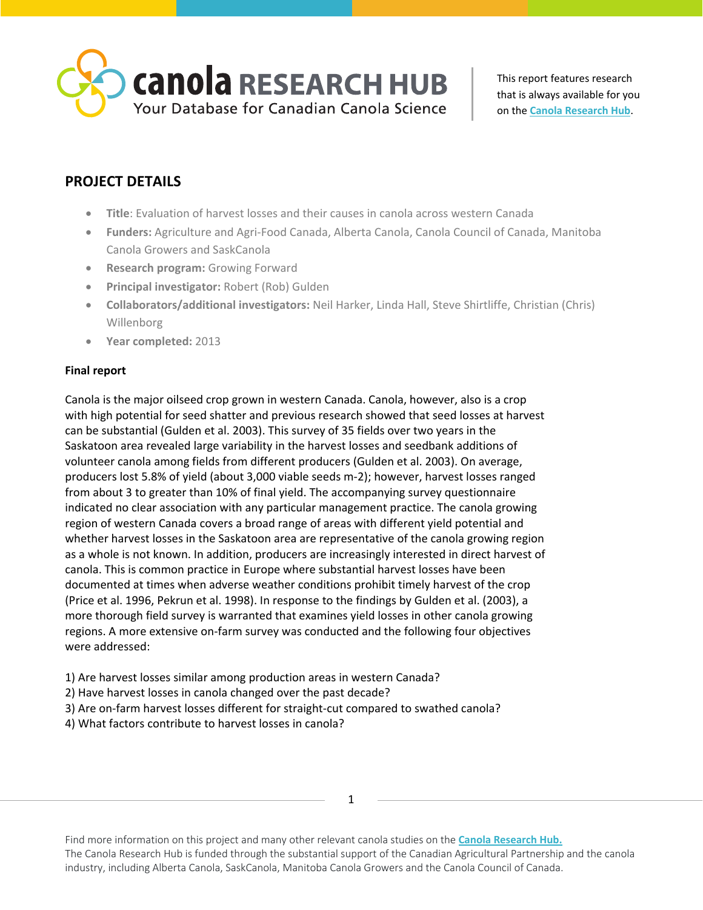canola RESEARCH HUB
Your Database for Canadian Canola Science

This report features research that is always available for you on the Canola Research Hub.

## PROJECT DETAILS

- **Title**: Evaluation of harvest losses and their causes in canola across western Canada
- **Funders:** Agriculture and Agri-Food Canada, Alberta Canola, Canola Council of Canada, Manitoba Canola Growers and SaskCanola
- **Research program:** Growing Forward
- **Principal investigator:** Robert (Rob) Gulden
- **Collaborators/additional investigators:** Neil Harker, Linda Hall, Steve Shirtliffe, Christian (Chris) Willenborg
- **Year completed:** 2013

**Final report**

Canola is the major oilseed crop grown in western Canada. Canola, however, also is a crop with high potential for seed shatter and previous research showed that seed losses at harvest can be substantial (Gulden et al. 2003). This survey of 35 fields over two years in the Saskatoon area revealed large variability in the harvest losses and seedbank additions of volunteer canola among fields from different producers (Gulden et al. 2003). On average, producers lost 5.8% of yield (about 3,000 viable seeds m-2); however, harvest losses ranged from about 3 to greater than 10% of final yield. The accompanying survey questionnaire indicated no clear association with any particular management practice. The canola growing region of western Canada covers a broad range of areas with different yield potential and whether harvest losses in the Saskatoon area are representative of the canola growing region as a whole is not known. In addition, producers are increasingly interested in direct harvest of canola. This is common practice in Europe where substantial harvest losses have been documented at times when adverse weather conditions prohibit timely harvest of the crop (Price et al. 1996, Pekrun et al. 1998). In response to the findings by Gulden et al. (2003), a more thorough field survey is warranted that examines yield losses in other canola growing regions. A more extensive on-farm survey was conducted and the following four objectives were addressed:

1) Are harvest losses similar among production areas in western Canada?
2) Have harvest losses in canola changed over the past decade?
3) Are on-farm harvest losses different for straight-cut compared to swathed canola?
4) What factors contribute to harvest losses in canola?

Find more information on this project and many other relevant canola studies on the Canola Research Hub.
The Canola Research Hub is funded through the substantial support of the Canadian Agricultural Partnership and the canola industry, including Alberta Canola, SaskCanola, Manitoba Canola Growers and the Canola Council of Canada.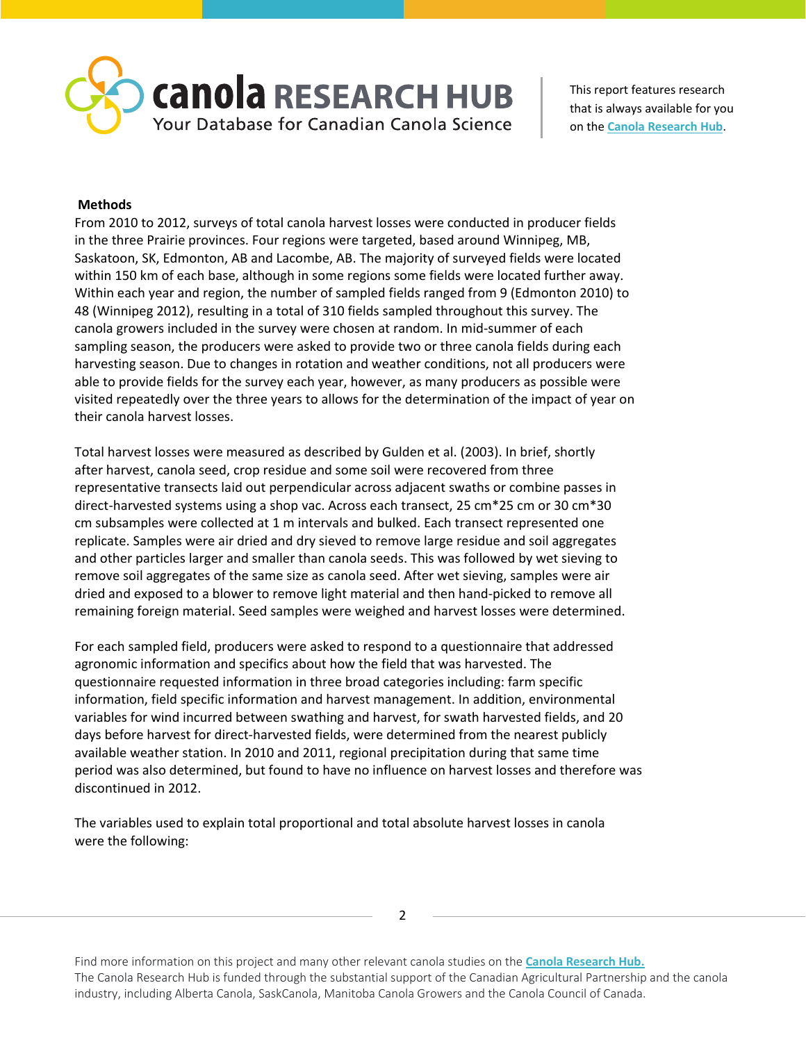**Methods**

From 2010 to 2012, surveys of total canola harvest losses were conducted in producer fields in the three Prairie provinces. Four regions were targeted, based around Winnipeg, MB, Saskatoon, SK, Edmonton, AB and Lacombe, AB. The majority of surveyed fields were located within 150 km of each base, although in some regions some fields were located further away. Within each year and region, the number of sampled fields ranged from 9 (Edmonton 2010) to 48 (Winnipeg 2012), resulting in a total of 310 fields sampled throughout this survey. The canola growers included in the survey were chosen at random. In mid-summer of each sampling season, the producers were asked to provide two or three canola fields during each harvesting season. Due to changes in rotation and weather conditions, not all producers were able to provide fields for the survey each year, however, as many producers as possible were visited repeatedly over the three years to allows for the determination of the impact of year on their canola harvest losses.

Total harvest losses were measured as described by Gulden et al. (2003). In brief, shortly after harvest, canola seed, crop residue and some soil were recovered from three representative transects laid out perpendicular across adjacent swaths or combine passes in direct-harvested systems using a shop vac. Across each transect, 25 cm*25 cm or 30 cm*30 cm subsamples were collected at 1 m intervals and bulked. Each transect represented one replicate. Samples were air dried and dry sieved to remove large residue and soil aggregates and other particles larger and smaller than canola seeds. This was followed by wet sieving to remove soil aggregates of the same size as canola seed. After wet sieving, samples were air dried and exposed to a blower to remove light material and then hand-picked to remove all remaining foreign material. Seed samples were weighed and harvest losses were determined.

For each sampled field, producers were asked to respond to a questionnaire that addressed agronomic information and specifics about how the field that was harvested. The questionnaire requested information in three broad categories including: farm specific information, field specific information and harvest management. In addition, environmental variables for wind incurred between swathing and harvest, for swath harvested fields, and 20 days before harvest for direct-harvested fields, were determined from the nearest publicly available weather station. In 2010 and 2011, regional precipitation during that same time period was also determined, but found to have no influence on harvest losses and therefore was discontinued in 2012.

The variables used to explain total proportional and total absolute harvest losses in canola were the following: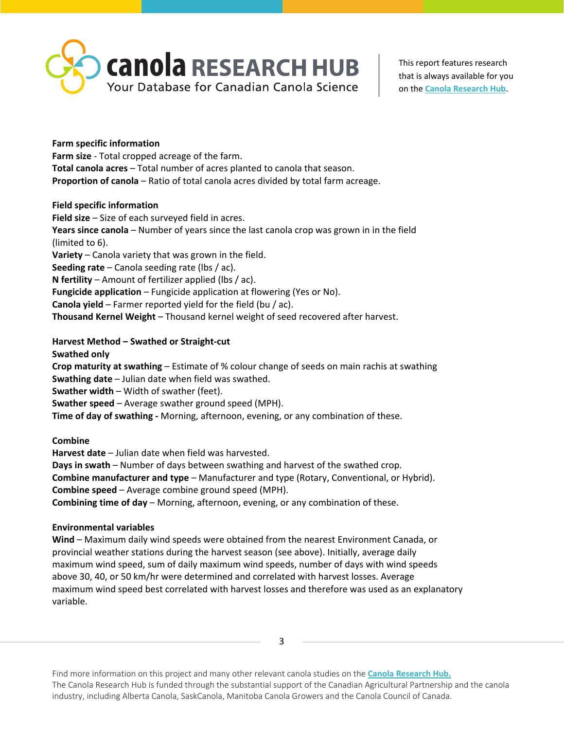**Farm specific information**

**Farm size** - Total cropped acreage of the farm.

**Total canola acres** – Total number of acres planted to canola that season.

**Proportion of canola** – Ratio of total canola acres divided by total farm acreage.

**Field specific information**

**Field size** – Size of each surveyed field in acres.

**Years since canola** – Number of years since the last canola crop was grown in in the field (limited to 6).

**Variety** – Canola variety that was grown in the field.

**Seeding rate** – Canola seeding rate (lbs / ac).

**N fertility** – Amount of fertilizer applied (lbs / ac).

**Fungicide application** – Fungicide application at flowering (Yes or No).

**Canola yield** – Farmer reported yield for the field (bu / ac).

**Thousand Kernel Weight** – Thousand kernel weight of seed recovered after harvest.

**Harvest Method – Swathed or Straight-cut**

**Swathed only**

**Crop maturity at swathing** – Estimate of % colour change of seeds on main rachis at swathing

**Swathing date** – Julian date when field was swathed.

**Swather width** – Width of swather (feet).

**Swather speed** – Average swather ground speed (MPH).

**Time of day of swathing -** Morning, afternoon, evening, or any combination of these.

**Combine**

**Harvest date** – Julian date when field was harvested.

**Days in swath** – Number of days between swathing and harvest of the swathed crop.

**Combine manufacturer and type** – Manufacturer and type (Rotary, Conventional, or Hybrid).

**Combine speed** – Average combine ground speed (MPH).

**Combining time of day** – Morning, afternoon, evening, or any combination of these.

**Environmental variables**

**Wind** – Maximum daily wind speeds were obtained from the nearest Environment Canada, or provincial weather stations during the harvest season (see above). Initially, average daily maximum wind speed, sum of daily maximum wind speeds, number of days with wind speeds above 30, 40, or 50 km/hr were determined and correlated with harvest losses. Average maximum wind speed best correlated with harvest losses and therefore was used as an explanatory variable.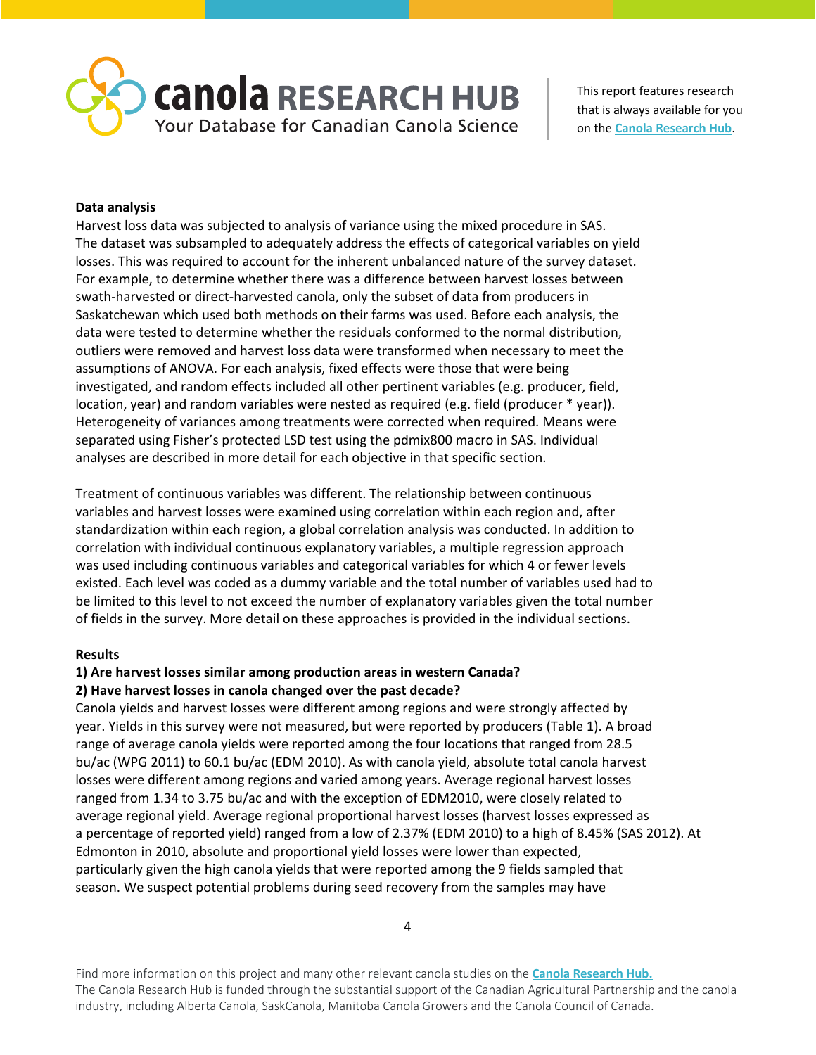**Data analysis**

Harvest loss data was subjected to analysis of variance using the mixed procedure in SAS. The dataset was subsampled to adequately address the effects of categorical variables on yield losses. This was required to account for the inherent unbalanced nature of the survey dataset. For example, to determine whether there was a difference between harvest losses between swath-harvested or direct-harvested canola, only the subset of data from producers in Saskatchewan which used both methods on their farms was used. Before each analysis, the data were tested to determine whether the residuals conformed to the normal distribution, outliers were removed and harvest loss data were transformed when necessary to meet the assumptions of ANOVA. For each analysis, fixed effects were those that were being investigated, and random effects included all other pertinent variables (e.g. producer, field, location, year) and random variables were nested as required (e.g. field (producer * year)). Heterogeneity of variances among treatments were corrected when required. Means were separated using Fisher's protected LSD test using the pdmix800 macro in SAS. Individual analyses are described in more detail for each objective in that specific section.

Treatment of continuous variables was different. The relationship between continuous variables and harvest losses were examined using correlation within each region and, after standardization within each region, a global correlation analysis was conducted. In addition to correlation with individual continuous explanatory variables, a multiple regression approach was used including continuous variables and categorical variables for which 4 or fewer levels existed. Each level was coded as a dummy variable and the total number of variables used had to be limited to this level to not exceed the number of explanatory variables given the total number of fields in the survey. More detail on these approaches is provided in the individual sections.

**Results**

**1) Are harvest losses similar among production areas in western Canada?**

**2) Have harvest losses in canola changed over the past decade?**

Canola yields and harvest losses were different among regions and were strongly affected by year. Yields in this survey were not measured, but were reported by producers (Table 1). A broad range of average canola yields were reported among the four locations that ranged from 28.5 bu/ac (WPG 2011) to 60.1 bu/ac (EDM 2010). As with canola yield, absolute total canola harvest losses were different among regions and varied among years. Average regional harvest losses ranged from 1.34 to 3.75 bu/ac and with the exception of EDM2010, were closely related to average regional yield. Average regional proportional harvest losses (harvest losses expressed as a percentage of reported yield) ranged from a low of 2.37% (EDM 2010) to a high of 8.45% (SAS 2012). At Edmonton in 2010, absolute and proportional yield losses were lower than expected, particularly given the high canola yields that were reported among the 9 fields sampled that season. We suspect potential problems during seed recovery from the samples may have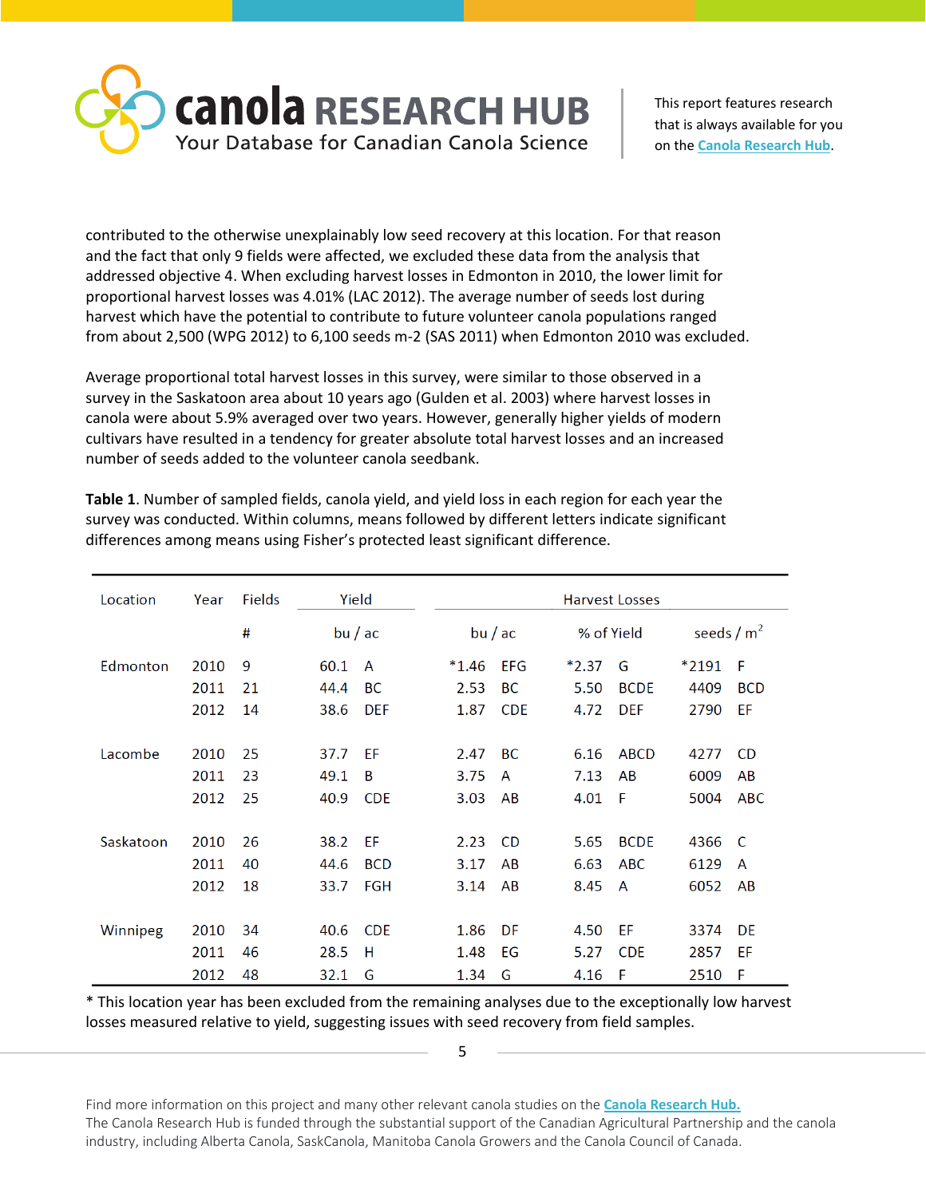contributed to the otherwise unexplainably low seed recovery at this location. For that reason and the fact that only 9 fields were affected, we excluded these data from the analysis that addressed objective 4. When excluding harvest losses in Edmonton in 2010, the lower limit for proportional harvest losses was 4.01% (LAC 2012). The average number of seeds lost during harvest which have the potential to contribute to future volunteer canola populations ranged from about 2,500 (WPG 2012) to 6,100 seeds m-2 (SAS 2011) when Edmonton 2010 was excluded.

Average proportional total harvest losses in this survey, were similar to those observed in a survey in the Saskatoon area about 10 years ago (Gulden et al. 2003) where harvest losses in canola were about 5.9% averaged over two years. However, generally higher yields of modern cultivars have resulted in a tendency for greater absolute total harvest losses and an increased number of seeds added to the volunteer canola seedbank.

**Table 1**. Number of sampled fields, canola yield, and yield loss in each region for each year the survey was conducted. Within columns, means followed by different letters indicate significant differences among means using Fisher's protected least significant difference.

| Location | Year | Fields | Yield | | Harvest Losses | | | | | |
|---|---|---|---|---|---|---|---|---|---|---|
| | | # | bu / ac | | bu / ac | | % of Yield | | seeds / $m^2$ | |
| Edmonton | 2010 | 9 | 60.1 | A | *1.46 | EFG | *2.37 | G | *2191 | F |
| | 2011 | 21 | 44.4 | BC | 2.53 | BC | 5.50 | BCDE | 4409 | BCD |
| | 2012 | 14 | 38.6 | DEF | 1.87 | CDE | 4.72 | DEF | 2790 | EF |
| Lacombe | 2010 | 25 | 37.7 | EF | 2.47 | BC | 6.16 | ABCD | 4277 | CD |
| | 2011 | 23 | 49.1 | B | 3.75 | A | 7.13 | AB | 6009 | AB |
| | 2012 | 25 | 40.9 | CDE | 3.03 | AB | 4.01 | F | 5004 | ABC |
| Saskatoon | 2010 | 26 | 38.2 | EF | 2.23 | CD | 5.65 | BCDE | 4366 | C |
| | 2011 | 40 | 44.6 | BCD | 3.17 | AB | 6.63 | ABC | 6129 | A |
| | 2012 | 18 | 33.7 | FGH | 3.14 | AB | 8.45 | A | 6052 | AB |
| Winnipeg | 2010 | 34 | 40.6 | CDE | 1.86 | DF | 4.50 | EF | 3374 | DE |
| | 2011 | 46 | 28.5 | H | 1.48 | EG | 5.27 | CDE | 2857 | EF |
| | 2012 | 48 | 32.1 | G | 1.34 | G | 4.16 | F | 2510 | F |

* This location year has been excluded from the remaining analyses due to the exceptionally low harvest losses measured relative to yield, suggesting issues with seed recovery from field samples.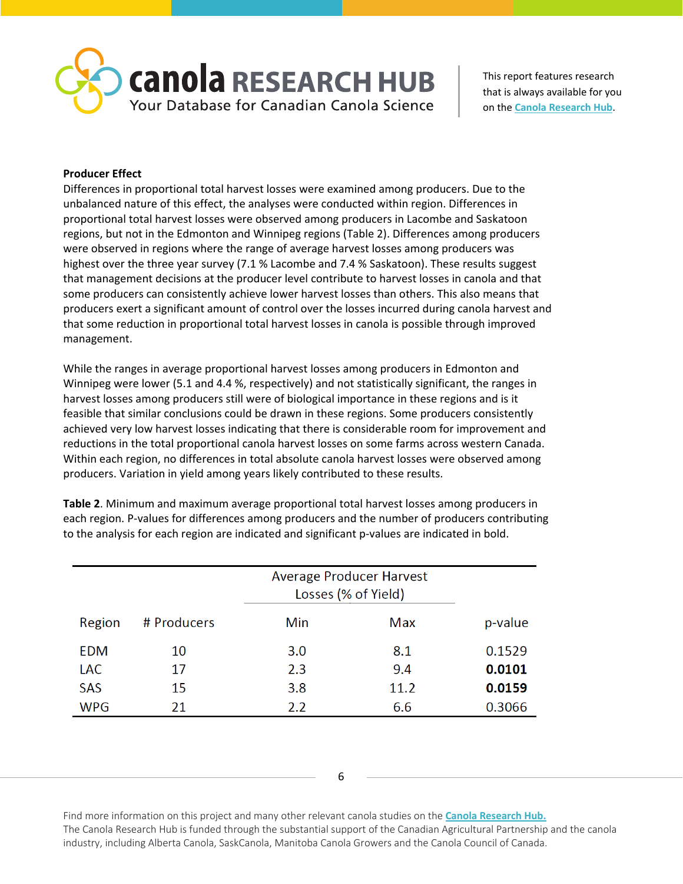**Producer Effect**

Differences in proportional total harvest losses were examined among producers. Due to the unbalanced nature of this effect, the analyses were conducted within region. Differences in proportional total harvest losses were observed among producers in Lacombe and Saskatoon regions, but not in the Edmonton and Winnipeg regions (Table 2). Differences among producers were observed in regions where the range of average harvest losses among producers was highest over the three year survey (7.1 % Lacombe and 7.4 % Saskatoon). These results suggest that management decisions at the producer level contribute to harvest losses in canola and that some producers can consistently achieve lower harvest losses than others. This also means that producers exert a significant amount of control over the losses incurred during canola harvest and that some reduction in proportional total harvest losses in canola is possible through improved management.

While the ranges in average proportional harvest losses among producers in Edmonton and Winnipeg were lower (5.1 and 4.4 %, respectively) and not statistically significant, the ranges in harvest losses among producers still were of biological importance in these regions and is it feasible that similar conclusions could be drawn in these regions. Some producers consistently achieved very low harvest losses indicating that there is considerable room for improvement and reductions in the total proportional canola harvest losses on some farms across western Canada. Within each region, no differences in total absolute canola harvest losses were observed among producers. Variation in yield among years likely contributed to these results.

**Table 2**. Minimum and maximum average proportional total harvest losses among producers in each region. P-values for differences among producers and the number of producers contributing to the analysis for each region are indicated and significant p-values are indicated in bold.

| | | Average Producer Harvest Losses (% of Yield) | | |
|---|---|---|---|---|
| Region | # Producers | Min | Max | p-value |
| EDM | 10 | 3.0 | 8.1 | 0.1529 |
| LAC | 17 | 2.3 | 9.4 | **0.0101** |
| SAS | 15 | 3.8 | 11.2 | **0.0159** |
| WPG | 21 | 2.2 | 6.6 | 0.3066 |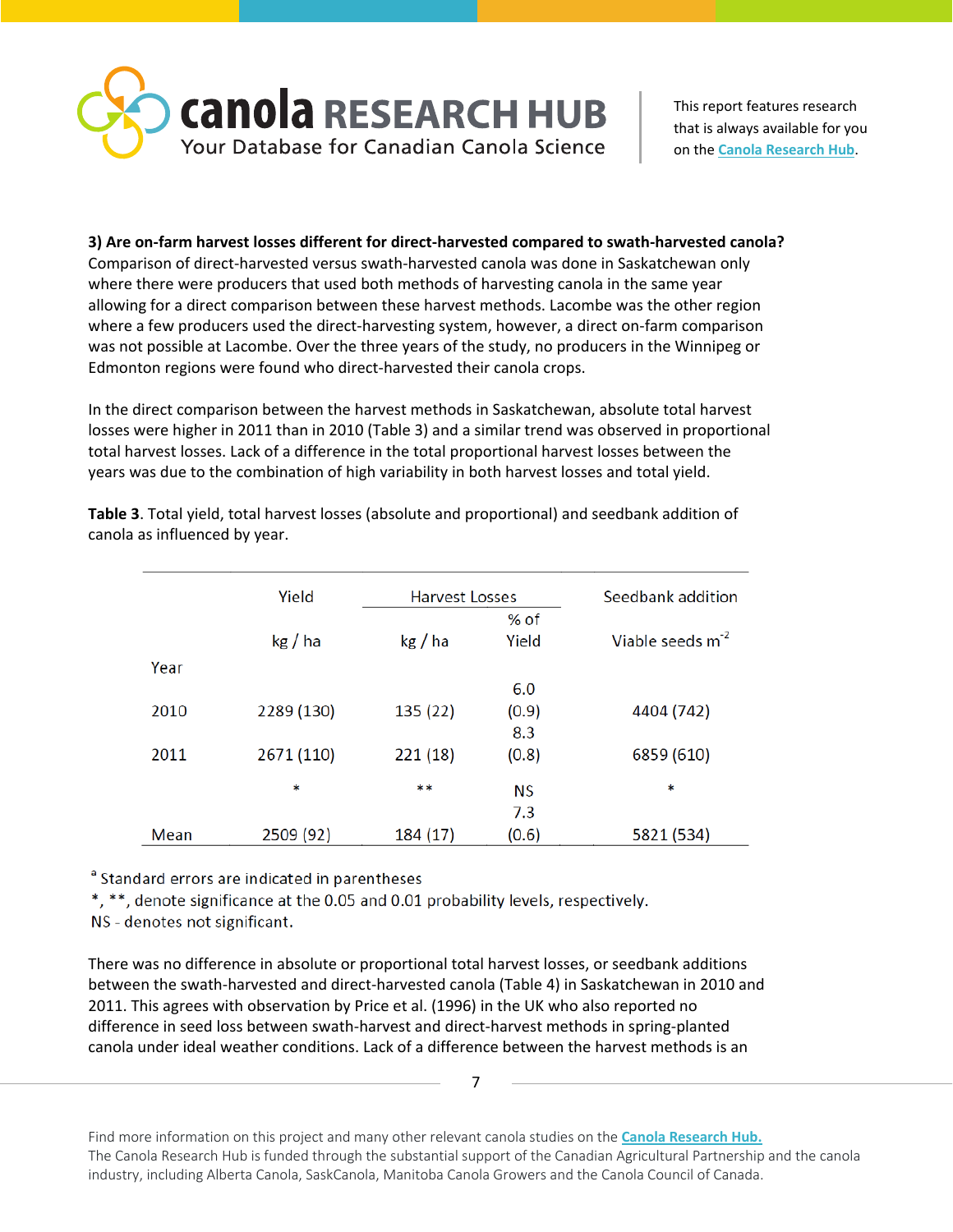**3) Are on-farm harvest losses different for direct-harvested compared to swath-harvested canola?**
Comparison of direct-harvested versus swath-harvested canola was done in Saskatchewan only where there were producers that used both methods of harvesting canola in the same year allowing for a direct comparison between these harvest methods. Lacombe was the other region where a few producers used the direct-harvesting system, however, a direct on-farm comparison was not possible at Lacombe. Over the three years of the study, no producers in the Winnipeg or Edmonton regions were found who direct-harvested their canola crops.

In the direct comparison between the harvest methods in Saskatchewan, absolute total harvest losses were higher in 2011 than in 2010 (Table 3) and a similar trend was observed in proportional total harvest losses. Lack of a difference in the total proportional harvest losses between the years was due to the combination of high variability in both harvest losses and total yield.

**Table 3**. Total yield, total harvest losses (absolute and proportional) and seedbank addition of canola as influenced by year.

| | Yield | Harvest Losses | | Seedbank addition |
|---|---|---|---|---|
| | kg / ha | kg / ha | % of Yield | Viable seeds $m^{-2}$ |
| Year | | | | |
| 2010 | 2289 (130) | 135 (22) | 6.0 (0.9) | 4404 (742) |
| 2011 | 2671 (110) | 221 (18) | 8.3 (0.8) | 6859 (610) |
| | * | ** | NS | * |
| Mean | 2509 (92) | 184 (17) | 7.3 (0.6) | 5821 (534) |

[a] Standard errors are indicated in parentheses
*, **, denote significance at the 0.05 and 0.01 probability levels, respectively.
NS - denotes not significant.

There was no difference in absolute or proportional total harvest losses, or seedbank additions between the swath-harvested and direct-harvested canola (Table 4) in Saskatchewan in 2010 and 2011. This agrees with observation by Price et al. (1996) in the UK who also reported no difference in seed loss between swath-harvest and direct-harvest methods in spring-planted canola under ideal weather conditions. Lack of a difference between the harvest methods is an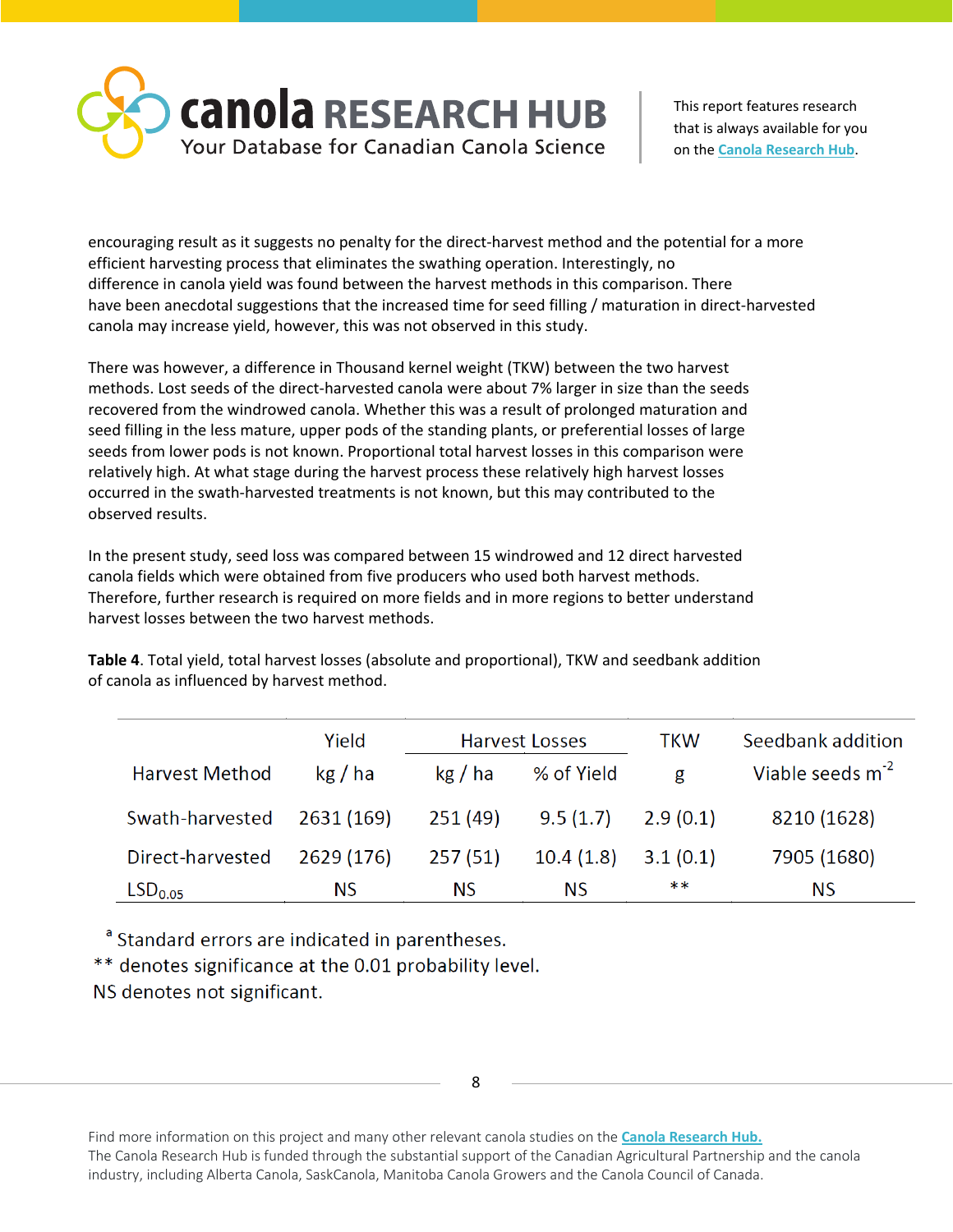encouraging result as it suggests no penalty for the direct-harvest method and the potential for a more efficient harvesting process that eliminates the swathing operation. Interestingly, no difference in canola yield was found between the harvest methods in this comparison. There have been anecdotal suggestions that the increased time for seed filling / maturation in direct-harvested canola may increase yield, however, this was not observed in this study.

There was however, a difference in Thousand kernel weight (TKW) between the two harvest methods. Lost seeds of the direct-harvested canola were about 7% larger in size than the seeds recovered from the windrowed canola. Whether this was a result of prolonged maturation and seed filling in the less mature, upper pods of the standing plants, or preferential losses of large seeds from lower pods is not known. Proportional total harvest losses in this comparison were relatively high. At what stage during the harvest process these relatively high harvest losses occurred in the swath-harvested treatments is not known, but this may contributed to the observed results.

In the present study, seed loss was compared between 15 windrowed and 12 direct harvested canola fields which were obtained from five producers who used both harvest methods. Therefore, further research is required on more fields and in more regions to better understand harvest losses between the two harvest methods.

**Table 4**. Total yield, total harvest losses (absolute and proportional), TKW and seedbank addition of canola as influenced by harvest method.

| | Yield | Harvest Losses | | TKW | Seedbank addition |
|---|---|---|---|---|---|
| Harvest Method | kg / ha | kg / ha | % of Yield | g | Viable seeds $m^{-2}$ |
| Swath-harvested | 2631 (169) | 251 (49) | 9.5 (1.7) | 2.9 (0.1) | 8210 (1628) |
| Direct-harvested | 2629 (176) | 257 (51) | 10.4 (1.8) | 3.1 (0.1) | 7905 (1680) |
| $LSD_{0.05}$ | NS | NS | NS | ** | NS |

[a] Standard errors are indicated in parentheses.

** denotes significance at the 0.01 probability level.

NS denotes not significant.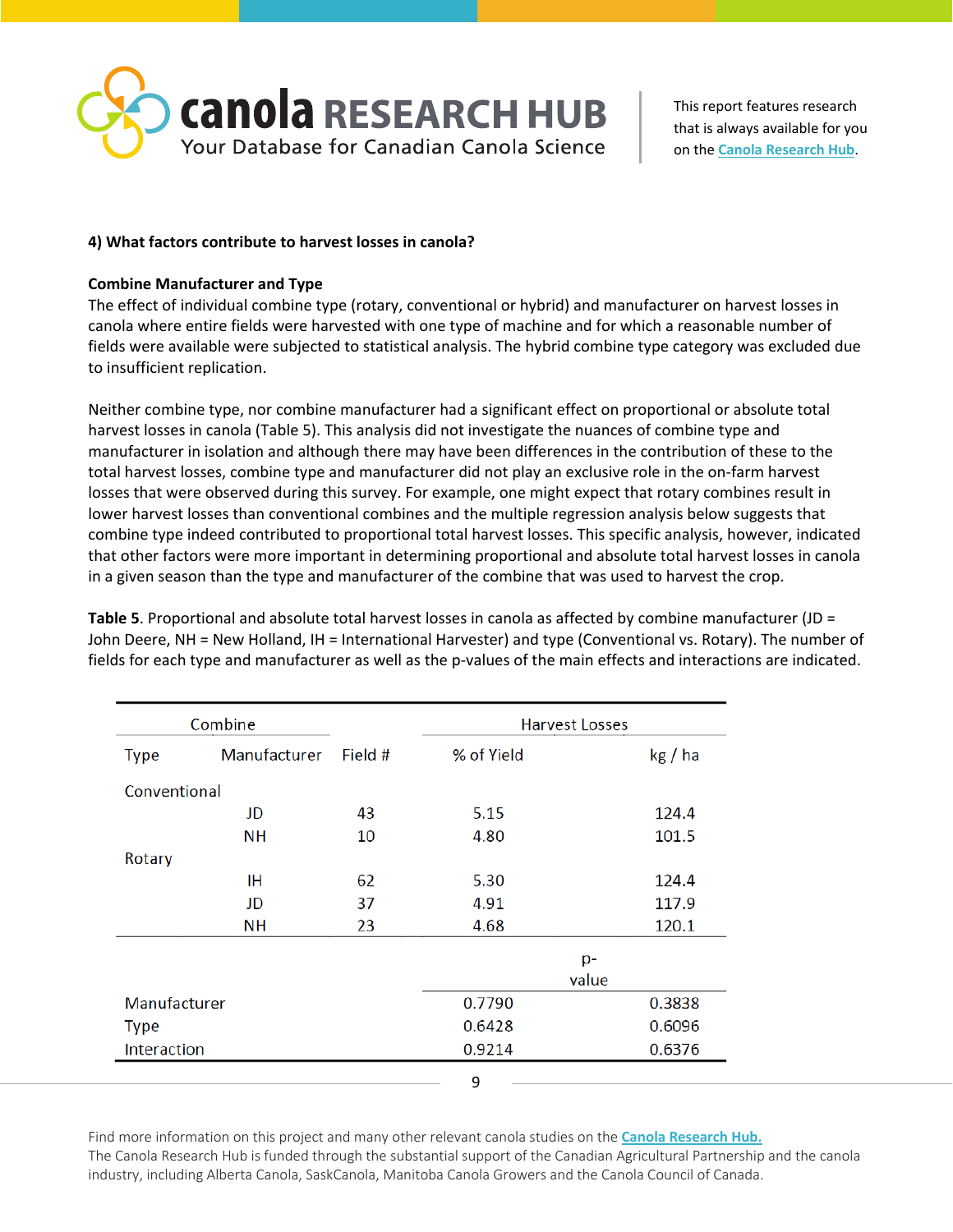#### 4) What factors contribute to harvest losses in canola?

**Combine Manufacturer and Type**

The effect of individual combine type (rotary, conventional or hybrid) and manufacturer on harvest losses in canola where entire fields were harvested with one type of machine and for which a reasonable number of fields were available were subjected to statistical analysis. The hybrid combine type category was excluded due to insufficient replication.

Neither combine type, nor combine manufacturer had a significant effect on proportional or absolute total harvest losses in canola (Table 5). This analysis did not investigate the nuances of combine type and manufacturer in isolation and although there may have been differences in the contribution of these to the total harvest losses, combine type and manufacturer did not play an exclusive role in the on-farm harvest losses that were observed during this survey. For example, one might expect that rotary combines result in lower harvest losses than conventional combines and the multiple regression analysis below suggests that combine type indeed contributed to proportional total harvest losses. This specific analysis, however, indicated that other factors were more important in determining proportional and absolute total harvest losses in canola in a given season than the type and manufacturer of the combine that was used to harvest the crop.

**Table 5**. Proportional and absolute total harvest losses in canola as affected by combine manufacturer (JD = John Deere, NH = New Holland, IH = International Harvester) and type (Conventional vs. Rotary). The number of fields for each type and manufacturer as well as the p-values of the main effects and interactions are indicated.

| Combine | | | Harvest Losses | |
|---|---|---|---|---|
| Type | Manufacturer | Field # | % of Yield | kg / ha |
| Conventional | | | | |
| | JD | 43 | 5.15 | 124.4 |
| | NH | 10 | 4.80 | 101.5 |
| Rotary | | | | |
| | IH | 62 | 5.30 | 124.4 |
| | JD | 37 | 4.91 | 117.9 |
| | NH | 23 | 4.68 | 120.1 |
| | | | p-value | |
| Manufacturer | | | 0.7790 | 0.3838 |
| Type | | | 0.6428 | 0.6096 |
| Interaction | | | 0.9214 | 0.6376 |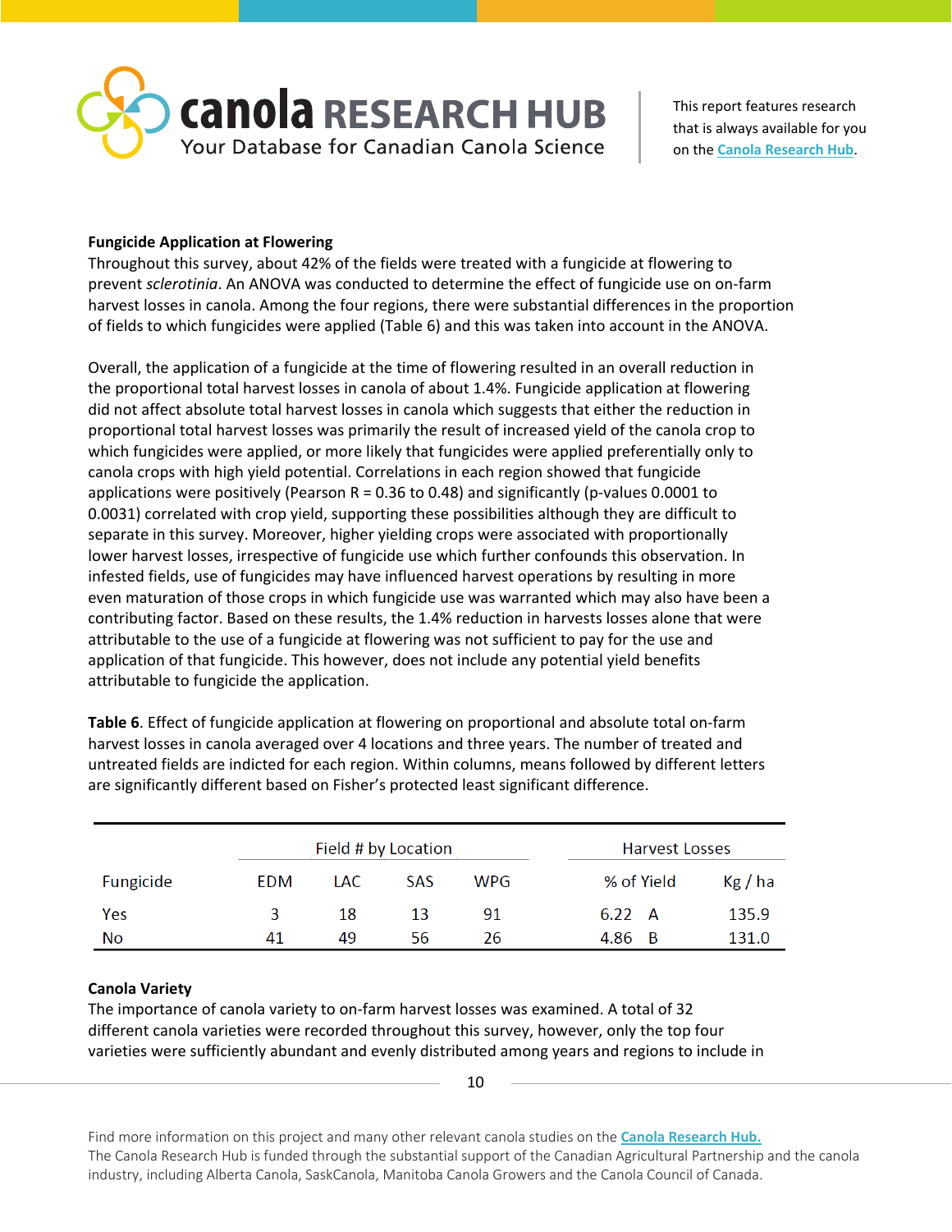**Fungicide Application at Flowering**

Throughout this survey, about 42% of the fields were treated with a fungicide at flowering to prevent *sclerotinia*. An ANOVA was conducted to determine the effect of fungicide use on on-farm harvest losses in canola. Among the four regions, there were substantial differences in the proportion of fields to which fungicides were applied (Table 6) and this was taken into account in the ANOVA.

Overall, the application of a fungicide at the time of flowering resulted in an overall reduction in the proportional total harvest losses in canola of about 1.4%. Fungicide application at flowering did not affect absolute total harvest losses in canola which suggests that either the reduction in proportional total harvest losses was primarily the result of increased yield of the canola crop to which fungicides were applied, or more likely that fungicides were applied preferentially only to canola crops with high yield potential. Correlations in each region showed that fungicide applications were positively (Pearson R = 0.36 to 0.48) and significantly (p-values 0.0001 to 0.0031) correlated with crop yield, supporting these possibilities although they are difficult to separate in this survey. Moreover, higher yielding crops were associated with proportionally lower harvest losses, irrespective of fungicide use which further confounds this observation. In infested fields, use of fungicides may have influenced harvest operations by resulting in more even maturation of those crops in which fungicide use was warranted which may also have been a contributing factor. Based on these results, the 1.4% reduction in harvests losses alone that were attributable to the use of a fungicide at flowering was not sufficient to pay for the use and application of that fungicide. This however, does not include any potential yield benefits attributable to fungicide the application.

**Table 6**. Effect of fungicide application at flowering on proportional and absolute total on-farm harvest losses in canola averaged over 4 locations and three years. The number of treated and untreated fields are indicted for each region. Within columns, means followed by different letters are significantly different based on Fisher's protected least significant difference.

| | Field # by Location | | | | Harvest Losses | |
|---|---|---|---|---|---|---|
| Fungicide | EDM | LAC | SAS | WPG | % of Yield | Kg / ha |
| Yes | 3 | 18 | 13 | 91 | 6.22 A | 135.9 |
| No | 41 | 49 | 56 | 26 | 4.86 B | 131.0 |

**Canola Variety**

The importance of canola variety to on-farm harvest losses was examined. A total of 32 different canola varieties were recorded throughout this survey, however, only the top four varieties were sufficiently abundant and evenly distributed among years and regions to include in

Find more information on this project and many other relevant canola studies on the **Canola Research Hub.**
The Canola Research Hub is funded through the substantial support of the Canadian Agricultural Partnership and the canola industry, including Alberta Canola, SaskCanola, Manitoba Canola Growers and the Canola Council of Canada.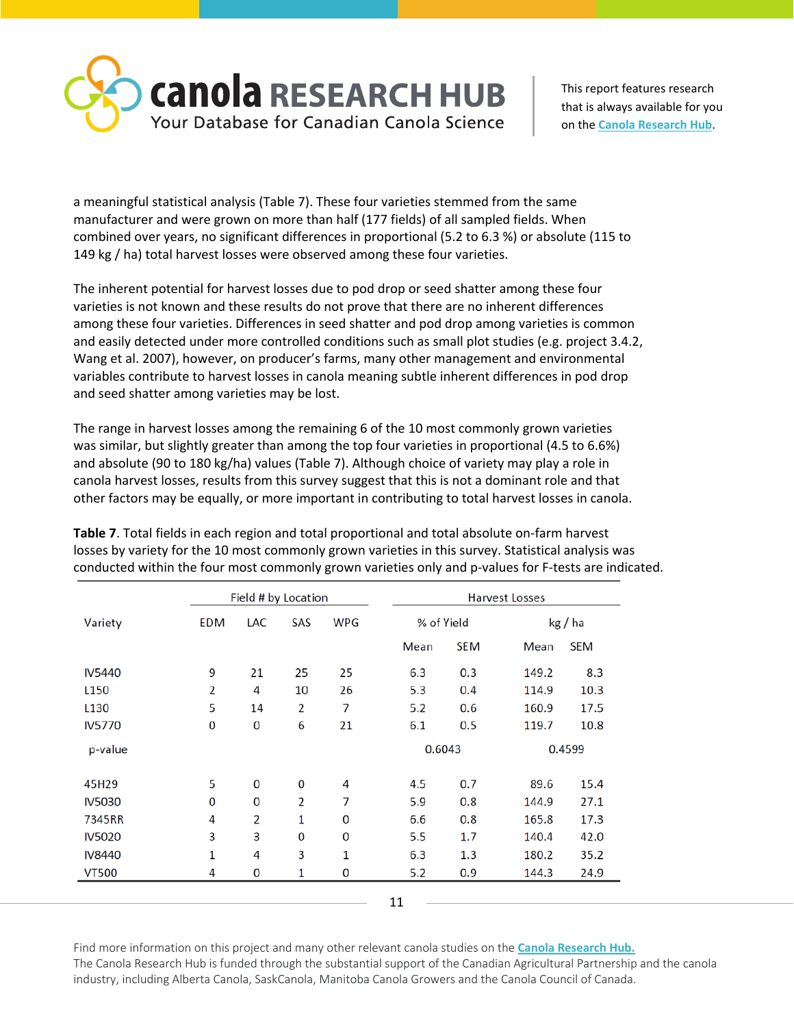a meaningful statistical analysis (Table 7). These four varieties stemmed from the same manufacturer and were grown on more than half (177 fields) of all sampled fields. When combined over years, no significant differences in proportional (5.2 to 6.3 %) or absolute (115 to 149 kg / ha) total harvest losses were observed among these four varieties.

The inherent potential for harvest losses due to pod drop or seed shatter among these four varieties is not known and these results do not prove that there are no inherent differences among these four varieties. Differences in seed shatter and pod drop among varieties is common and easily detected under more controlled conditions such as small plot studies (e.g. project 3.4.2, Wang et al. 2007), however, on producer's farms, many other management and environmental variables contribute to harvest losses in canola meaning subtle inherent differences in pod drop and seed shatter among varieties may be lost.

The range in harvest losses among the remaining 6 of the 10 most commonly grown varieties was similar, but slightly greater than among the top four varieties in proportional (4.5 to 6.6%) and absolute (90 to 180 kg/ha) values (Table 7). Although choice of variety may play a role in canola harvest losses, results from this survey suggest that this is not a dominant role and that other factors may be equally, or more important in contributing to total harvest losses in canola.

**Table 7**. Total fields in each region and total proportional and total absolute on-farm harvest losses by variety for the 10 most commonly grown varieties in this survey. Statistical analysis was conducted within the four most commonly grown varieties only and p-values for F-tests are indicated.

| | Field # by Location | | | | Harvest Losses | | | |
|---|---|---|---|---|---|---|---|---|
| Variety | EDM | LAC | SAS | WPG | % of Yield | | kg / ha | |
| | | | | | Mean | SEM | Mean | SEM |
| IV5440 | 9 | 21 | 25 | 25 | 6.3 | 0.3 | 149.2 | 8.3 |
| L150 | 2 | 4 | 10 | 26 | 5.3 | 0.4 | 114.9 | 10.3 |
| L130 | 5 | 14 | 2 | 7 | 5.2 | 0.6 | 160.9 | 17.5 |
| IV5770 | 0 | 0 | 6 | 21 | 6.1 | 0.5 | 119.7 | 10.8 |
| p-value | | | | | 0.6043 | | 0.4599 | |
| 45H29 | 5 | 0 | 0 | 4 | 4.5 | 0.7 | 89.6 | 15.4 |
| IV5030 | 0 | 0 | 2 | 7 | 5.9 | 0.8 | 144.9 | 27.1 |
| 7345RR | 4 | 2 | 1 | 0 | 6.6 | 0.8 | 165.8 | 17.3 |
| IV5020 | 3 | 3 | 0 | 0 | 5.5 | 1.7 | 140.4 | 42.0 |
| IV8440 | 1 | 4 | 3 | 1 | 6.3 | 1.3 | 180.2 | 35.2 |
| VT500 | 4 | 0 | 1 | 0 | 5.2 | 0.9 | 144.3 | 24.9 |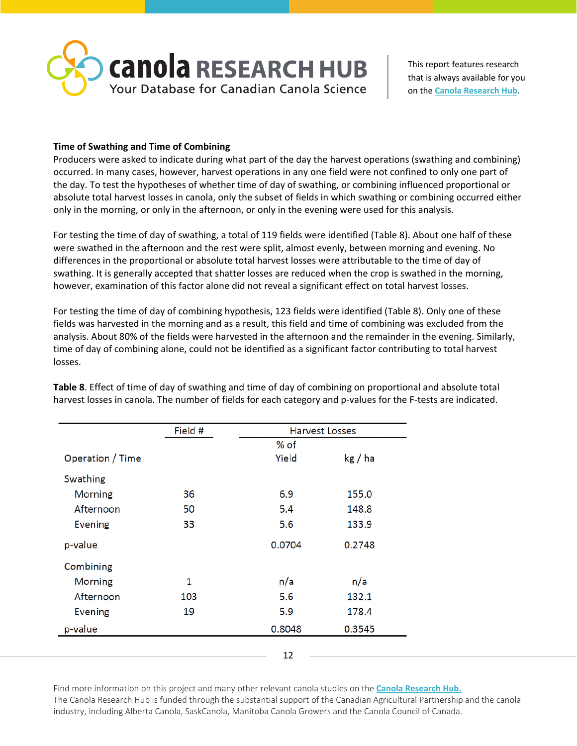**Time of Swathing and Time of Combining**

Producers were asked to indicate during what part of the day the harvest operations (swathing and combining) occurred. In many cases, however, harvest operations in any one field were not confined to only one part of the day. To test the hypotheses of whether time of day of swathing, or combining influenced proportional or absolute total harvest losses in canola, only the subset of fields in which swathing or combining occurred either only in the morning, or only in the afternoon, or only in the evening were used for this analysis.

For testing the time of day of swathing, a total of 119 fields were identified (Table 8). About one half of these were swathed in the afternoon and the rest were split, almost evenly, between morning and evening. No differences in the proportional or absolute total harvest losses were attributable to the time of day of swathing. It is generally accepted that shatter losses are reduced when the crop is swathed in the morning, however, examination of this factor alone did not reveal a significant effect on total harvest losses.

For testing the time of day of combining hypothesis, 123 fields were identified (Table 8). Only one of these fields was harvested in the morning and as a result, this field and time of combining was excluded from the analysis. About 80% of the fields were harvested in the afternoon and the remainder in the evening. Similarly, time of day of combining alone, could not be identified as a significant factor contributing to total harvest losses.

**Table 8**. Effect of time of day of swathing and time of day of combining on proportional and absolute total harvest losses in canola. The number of fields for each category and p-values for the F-tests are indicated.

| | Field # | Harvest Losses | |
|---|---|---|---|
| Operation / Time | | % of Yield | kg / ha |
| Swathing | | | |
| Morning | 36 | 6.9 | 155.0 |
| Afternoon | 50 | 5.4 | 148.8 |
| Evening | 33 | 5.6 | 133.9 |
| p-value | | 0.0704 | 0.2748 |
| Combining | | | |
| Morning | 1 | n/a | n/a |
| Afternoon | 103 | 5.6 | 132.1 |
| Evening | 19 | 5.9 | 178.4 |
| p-value | | 0.8048 | 0.3545 |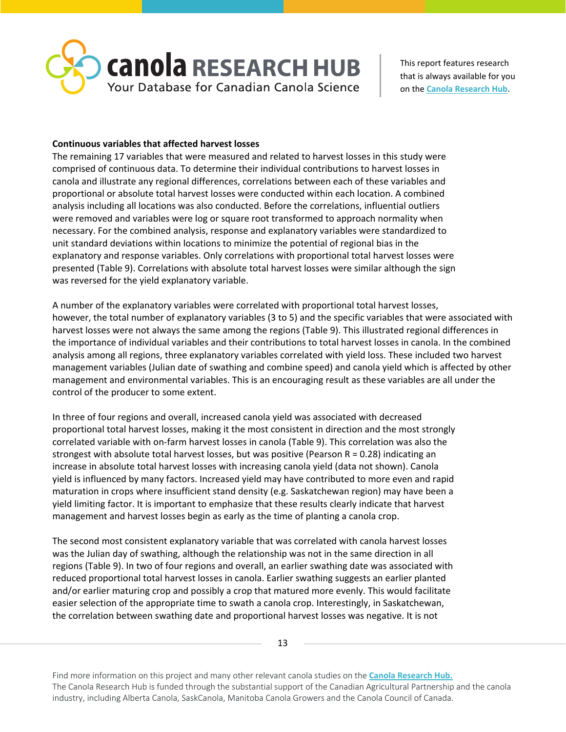**Continuous variables that affected harvest losses**

The remaining 17 variables that were measured and related to harvest losses in this study were comprised of continuous data. To determine their individual contributions to harvest losses in canola and illustrate any regional differences, correlations between each of these variables and proportional or absolute total harvest losses were conducted within each location. A combined analysis including all locations was also conducted. Before the correlations, influential outliers were removed and variables were log or square root transformed to approach normality when necessary. For the combined analysis, response and explanatory variables were standardized to unit standard deviations within locations to minimize the potential of regional bias in the explanatory and response variables. Only correlations with proportional total harvest losses were presented (Table 9). Correlations with absolute total harvest losses were similar although the sign was reversed for the yield explanatory variable.

A number of the explanatory variables were correlated with proportional total harvest losses, however, the total number of explanatory variables (3 to 5) and the specific variables that were associated with harvest losses were not always the same among the regions (Table 9). This illustrated regional differences in the importance of individual variables and their contributions to total harvest losses in canola. In the combined analysis among all regions, three explanatory variables correlated with yield loss. These included two harvest management variables (Julian date of swathing and combine speed) and canola yield which is affected by other management and environmental variables. This is an encouraging result as these variables are all under the control of the producer to some extent.

In three of four regions and overall, increased canola yield was associated with decreased proportional total harvest losses, making it the most consistent in direction and the most strongly correlated variable with on-farm harvest losses in canola (Table 9). This correlation was also the strongest with absolute total harvest losses, but was positive (Pearson R = 0.28) indicating an increase in absolute total harvest losses with increasing canola yield (data not shown). Canola yield is influenced by many factors. Increased yield may have contributed to more even and rapid maturation in crops where insufficient stand density (e.g. Saskatchewan region) may have been a yield limiting factor. It is important to emphasize that these results clearly indicate that harvest management and harvest losses begin as early as the time of planting a canola crop.

The second most consistent explanatory variable that was correlated with canola harvest losses was the Julian day of swathing, although the relationship was not in the same direction in all regions (Table 9). In two of four regions and overall, an earlier swathing date was associated with reduced proportional total harvest losses in canola. Earlier swathing suggests an earlier planted and/or earlier maturing crop and possibly a crop that matured more evenly. This would facilitate easier selection of the appropriate time to swath a canola crop. Interestingly, in Saskatchewan, the correlation between swathing date and proportional harvest losses was negative. It is not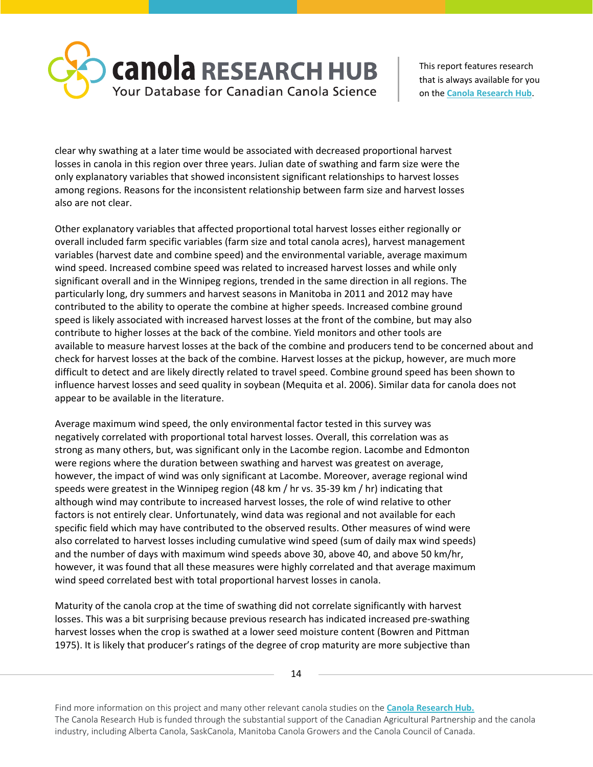clear why swathing at a later time would be associated with decreased proportional harvest losses in canola in this region over three years. Julian date of swathing and farm size were the only explanatory variables that showed inconsistent significant relationships to harvest losses among regions. Reasons for the inconsistent relationship between farm size and harvest losses also are not clear.

Other explanatory variables that affected proportional total harvest losses either regionally or overall included farm specific variables (farm size and total canola acres), harvest management variables (harvest date and combine speed) and the environmental variable, average maximum wind speed. Increased combine speed was related to increased harvest losses and while only significant overall and in the Winnipeg regions, trended in the same direction in all regions. The particularly long, dry summers and harvest seasons in Manitoba in 2011 and 2012 may have contributed to the ability to operate the combine at higher speeds. Increased combine ground speed is likely associated with increased harvest losses at the front of the combine, but may also contribute to higher losses at the back of the combine. Yield monitors and other tools are available to measure harvest losses at the back of the combine and producers tend to be concerned about and check for harvest losses at the back of the combine. Harvest losses at the pickup, however, are much more difficult to detect and are likely directly related to travel speed. Combine ground speed has been shown to influence harvest losses and seed quality in soybean (Mequita et al. 2006). Similar data for canola does not appear to be available in the literature.

Average maximum wind speed, the only environmental factor tested in this survey was negatively correlated with proportional total harvest losses. Overall, this correlation was as strong as many others, but, was significant only in the Lacombe region. Lacombe and Edmonton were regions where the duration between swathing and harvest was greatest on average, however, the impact of wind was only significant at Lacombe. Moreover, average regional wind speeds were greatest in the Winnipeg region (48 km / hr vs. 35-39 km / hr) indicating that although wind may contribute to increased harvest losses, the role of wind relative to other factors is not entirely clear. Unfortunately, wind data was regional and not available for each specific field which may have contributed to the observed results. Other measures of wind were also correlated to harvest losses including cumulative wind speed (sum of daily max wind speeds) and the number of days with maximum wind speeds above 30, above 40, and above 50 km/hr, however, it was found that all these measures were highly correlated and that average maximum wind speed correlated best with total proportional harvest losses in canola.

Maturity of the canola crop at the time of swathing did not correlate significantly with harvest losses. This was a bit surprising because previous research has indicated increased pre-swathing harvest losses when the crop is swathed at a lower seed moisture content (Bowren and Pittman 1975). It is likely that producer's ratings of the degree of crop maturity are more subjective than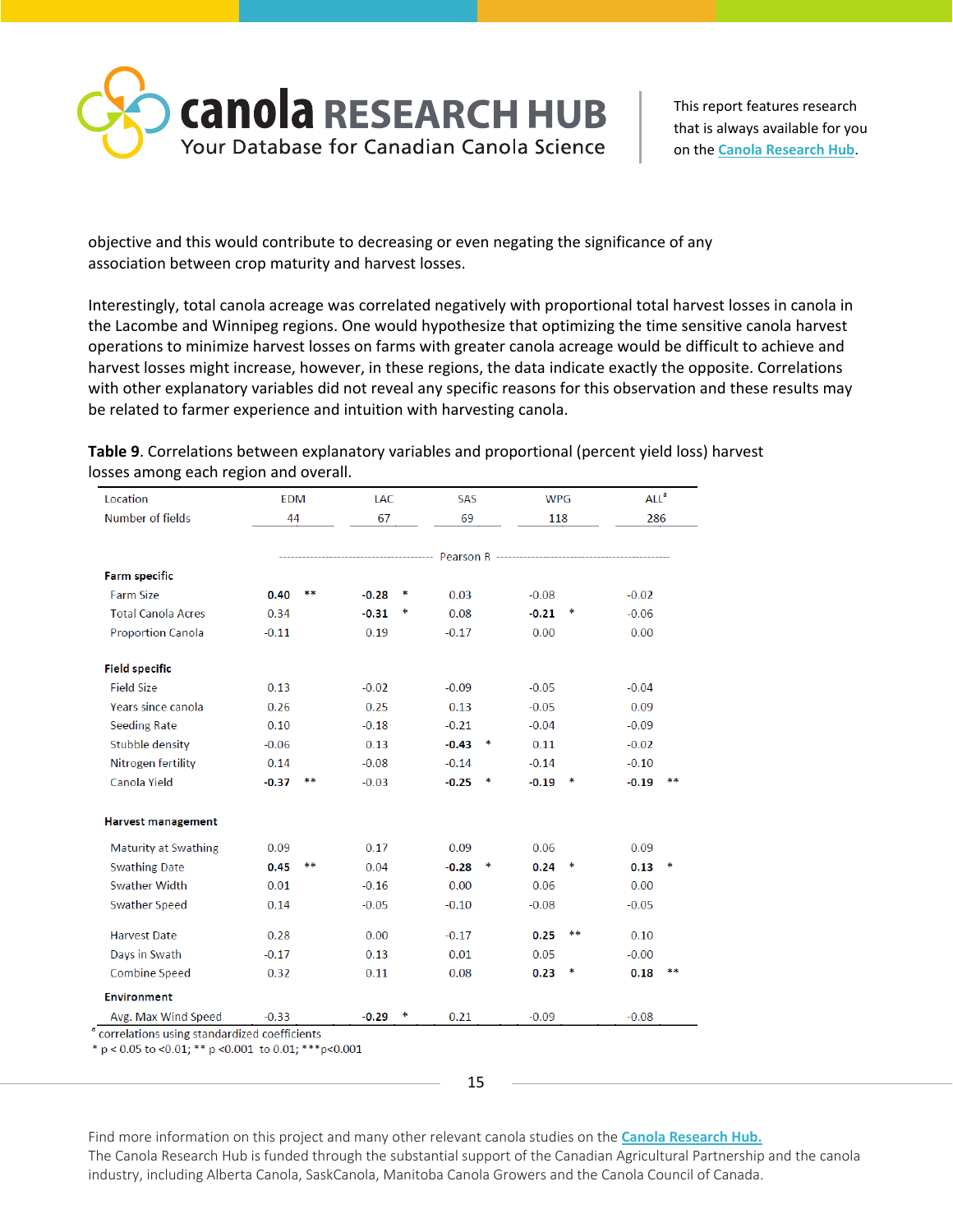objective and this would contribute to decreasing or even negating the significance of any association between crop maturity and harvest losses.

Interestingly, total canola acreage was correlated negatively with proportional total harvest losses in canola in the Lacombe and Winnipeg regions. One would hypothesize that optimizing the time sensitive canola harvest operations to minimize harvest losses on farms with greater canola acreage would be difficult to achieve and harvest losses might increase, however, in these regions, the data indicate exactly the opposite. Correlations with other explanatory variables did not reveal any specific reasons for this observation and these results may be related to farmer experience and intuition with harvesting canola.

**Table 9**. Correlations between explanatory variables and proportional (percent yield loss) harvest losses among each region and overall.

| Location | EDM | | LAC | | SAS | | WPG | | ALL[a] | |
|---|---|---|---|---|---|---|---|---|---|---|
| Number of fields | 44 | | 67 | | 69 | | 118 | | 286 | |
| | ---------- Pearson R ---------- | | | | | | | | | |
| **Farm specific** | | | | | | | | | | |
| Farm Size | **0.40** | ** | **-0.28** | * | 0.03 | | -0.08 | | -0.02 | |
| Total Canola Acres | 0.34 | | **-0.31** | * | 0.08 | | **-0.21** | * | -0.06 | |
| Proportion Canola | -0.11 | | 0.19 | | -0.17 | | 0.00 | | 0.00 | |
| **Field specific** | | | | | | | | | | |
| Field Size | 0.13 | | -0.02 | | -0.09 | | -0.05 | | -0.04 | |
| Years since canola | 0.26 | | 0.25 | | 0.13 | | -0.05 | | 0.09 | |
| Seeding Rate | 0.10 | | -0.18 | | -0.21 | | -0.04 | | -0.09 | |
| Stubble density | -0.06 | | 0.13 | | **-0.43** | * | 0.11 | | -0.02 | |
| Nitrogen fertility | 0.14 | | -0.08 | | -0.14 | | -0.14 | | -0.10 | |
| Canola Yield | **-0.37** | ** | -0.03 | | **-0.25** | * | **-0.19** | * | **-0.19** | ** |
| **Harvest management** | | | | | | | | | | |
| Maturity at Swathing | 0.09 | | 0.17 | | 0.09 | | 0.06 | | 0.09 | |
| Swathing Date | **0.45** | ** | 0.04 | | **-0.28** | * | **0.24** | * | **0.13** | * |
| Swather Width | 0.01 | | -0.16 | | 0.00 | | 0.06 | | 0.00 | |
| Swather Speed | 0.14 | | -0.05 | | -0.10 | | -0.08 | | -0.05 | |
| Harvest Date | 0.28 | | 0.00 | | -0.17 | | **0.25** | ** | 0.10 | |
| Days in Swath | -0.17 | | 0.13 | | 0.01 | | 0.05 | | -0.00 | |
| Combine Speed | 0.32 | | 0.11 | | 0.08 | | **0.23** | * | **0.18** | ** |
| **Environment** | | | | | | | | | | |
| Avg. Max Wind Speed | -0.33 | | **-0.29** | * | 0.21 | | -0.09 | | -0.08 | |

[a] correlations using standardized coefficients

* p < 0.05 to <0.01; ** p <0.001 to 0.01; ***p<0.001

Find more information on this project and many other relevant canola studies on the **Canola Research Hub.**
The Canola Research Hub is funded through the substantial support of the Canadian Agricultural Partnership and the canola industry, including Alberta Canola, SaskCanola, Manitoba Canola Growers and the Canola Council of Canada.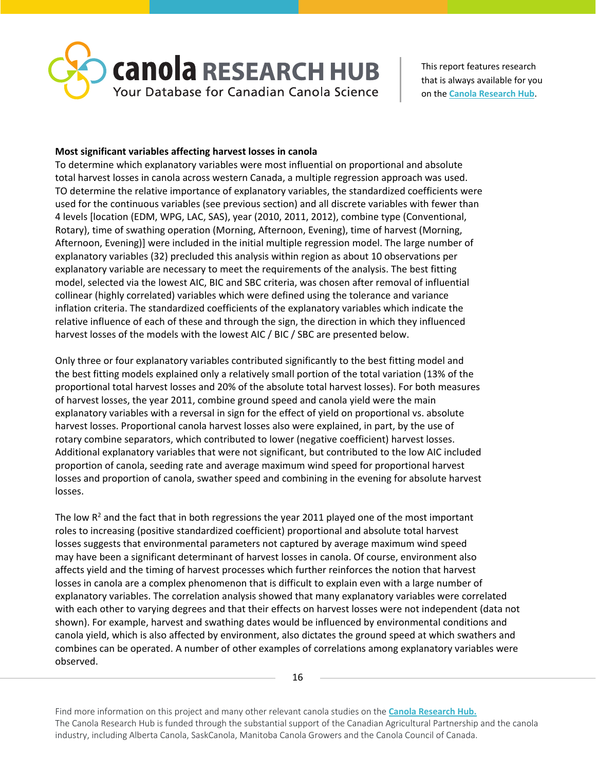**Most significant variables affecting harvest losses in canola**

To determine which explanatory variables were most influential on proportional and absolute total harvest losses in canola across western Canada, a multiple regression approach was used. TO determine the relative importance of explanatory variables, the standardized coefficients were used for the continuous variables (see previous section) and all discrete variables with fewer than 4 levels [location (EDM, WPG, LAC, SAS), year (2010, 2011, 2012), combine type (Conventional, Rotary), time of swathing operation (Morning, Afternoon, Evening), time of harvest (Morning, Afternoon, Evening)] were included in the initial multiple regression model. The large number of explanatory variables (32) precluded this analysis within region as about 10 observations per explanatory variable are necessary to meet the requirements of the analysis. The best fitting model, selected via the lowest AIC, BIC and SBC criteria, was chosen after removal of influential collinear (highly correlated) variables which were defined using the tolerance and variance inflation criteria. The standardized coefficients of the explanatory variables which indicate the relative influence of each of these and through the sign, the direction in which they influenced harvest losses of the models with the lowest AIC / BIC / SBC are presented below.

Only three or four explanatory variables contributed significantly to the best fitting model and the best fitting models explained only a relatively small portion of the total variation (13% of the proportional total harvest losses and 20% of the absolute total harvest losses). For both measures of harvest losses, the year 2011, combine ground speed and canola yield were the main explanatory variables with a reversal in sign for the effect of yield on proportional vs. absolute harvest losses. Proportional canola harvest losses also were explained, in part, by the use of rotary combine separators, which contributed to lower (negative coefficient) harvest losses. Additional explanatory variables that were not significant, but contributed to the low AIC included proportion of canola, seeding rate and average maximum wind speed for proportional harvest losses and proportion of canola, swather speed and combining in the evening for absolute harvest losses.

The low $R^2$ and the fact that in both regressions the year 2011 played one of the most important roles to increasing (positive standardized coefficient) proportional and absolute total harvest losses suggests that environmental parameters not captured by average maximum wind speed may have been a significant determinant of harvest losses in canola. Of course, environment also affects yield and the timing of harvest processes which further reinforces the notion that harvest losses in canola are a complex phenomenon that is difficult to explain even with a large number of explanatory variables. The correlation analysis showed that many explanatory variables were correlated with each other to varying degrees and that their effects on harvest losses were not independent (data not shown). For example, harvest and swathing dates would be influenced by environmental conditions and canola yield, which is also affected by environment, also dictates the ground speed at which swathers and combines can be operated. A number of other examples of correlations among explanatory variables were observed.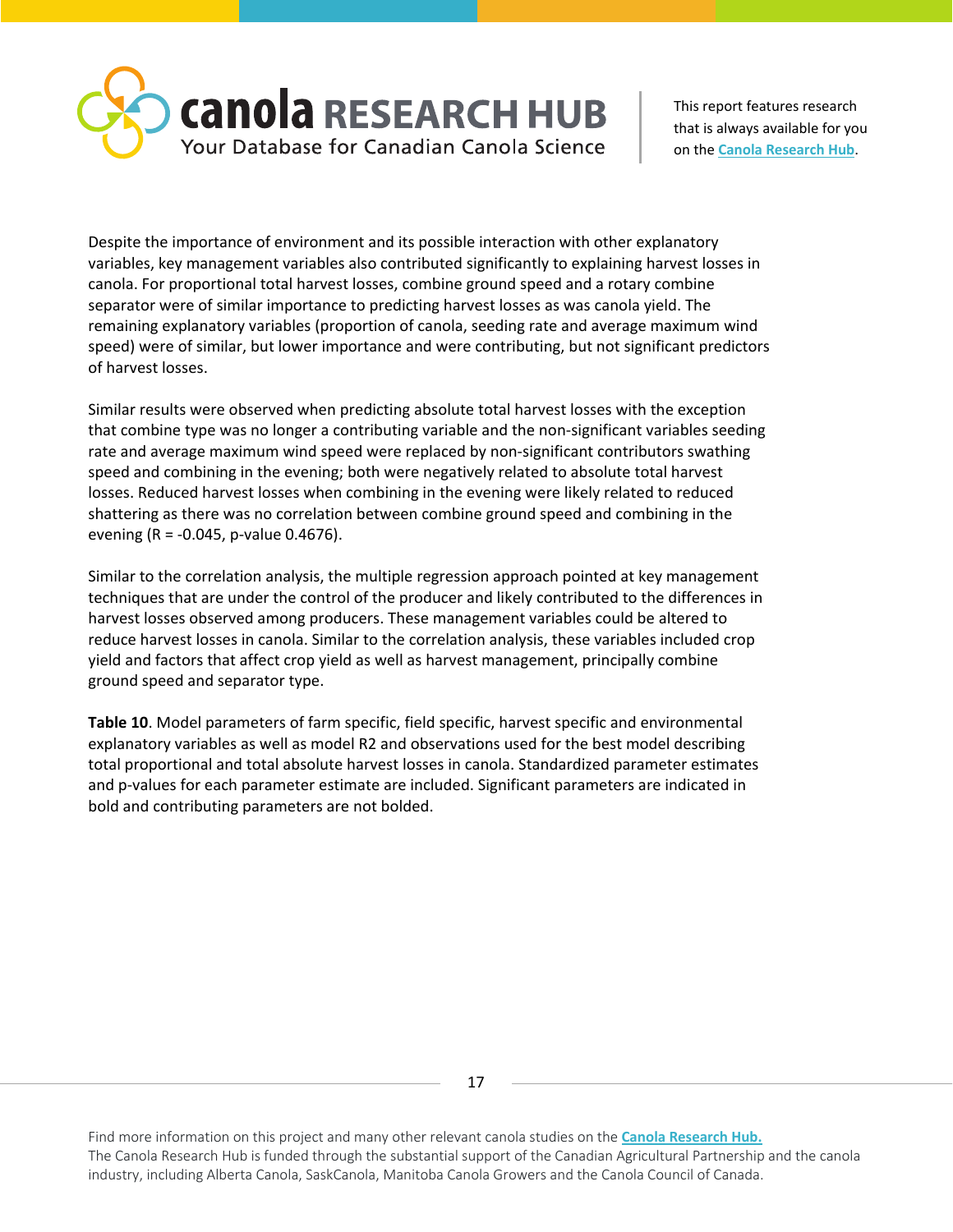Despite the importance of environment and its possible interaction with other explanatory variables, key management variables also contributed significantly to explaining harvest losses in canola. For proportional total harvest losses, combine ground speed and a rotary combine separator were of similar importance to predicting harvest losses as was canola yield. The remaining explanatory variables (proportion of canola, seeding rate and average maximum wind speed) were of similar, but lower importance and were contributing, but not significant predictors of harvest losses.

Similar results were observed when predicting absolute total harvest losses with the exception that combine type was no longer a contributing variable and the non-significant variables seeding rate and average maximum wind speed were replaced by non-significant contributors swathing speed and combining in the evening; both were negatively related to absolute total harvest losses. Reduced harvest losses when combining in the evening were likely related to reduced shattering as there was no correlation between combine ground speed and combining in the evening (R = -0.045, p-value 0.4676).

Similar to the correlation analysis, the multiple regression approach pointed at key management techniques that are under the control of the producer and likely contributed to the differences in harvest losses observed among producers. These management variables could be altered to reduce harvest losses in canola. Similar to the correlation analysis, these variables included crop yield and factors that affect crop yield as well as harvest management, principally combine ground speed and separator type.

**Table 10**. Model parameters of farm specific, field specific, harvest specific and environmental explanatory variables as well as model R2 and observations used for the best model describing total proportional and total absolute harvest losses in canola. Standardized parameter estimates and p-values for each parameter estimate are included. Significant parameters are indicated in bold and contributing parameters are not bolded.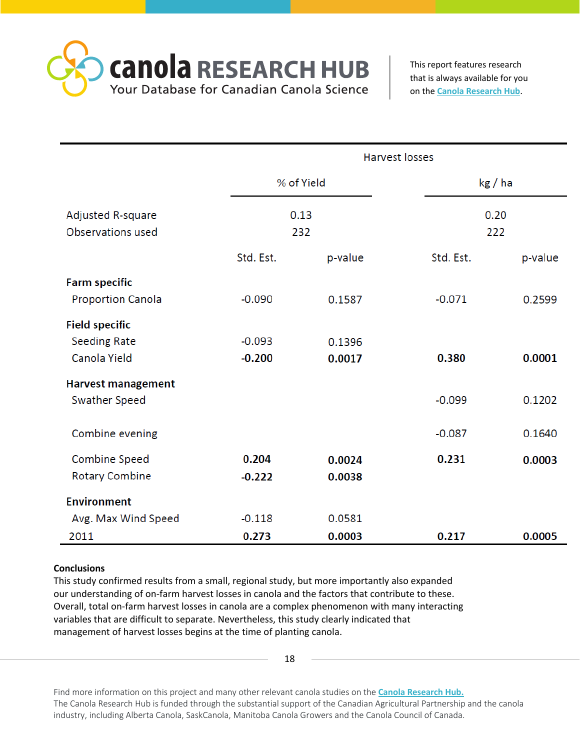| | Harvest losses | | | |
|---|---|---|---|---|
| | % of Yield | | kg / ha | |
| Adjusted R-square | 0.13 | | 0.20 | |
| Observations used | 232 | | 222 | |
| | Std. Est. | p-value | Std. Est. | p-value |
| **Farm specific** | | | | |
| Proportion Canola | -0.090 | 0.1587 | -0.071 | 0.2599 |
| **Field specific** | | | | |
| Seeding Rate | -0.093 | 0.1396 | | |
| Canola Yield | **-0.200** | **0.0017** | **0.380** | **0.0001** |
| **Harvest management** | | | | |
| Swather Speed | | | -0.099 | 0.1202 |
| Combine evening | | | -0.087 | 0.1640 |
| Combine Speed | **0.204** | **0.0024** | **0.231** | **0.0003** |
| Rotary Combine | **-0.222** | **0.0038** | | |
| **Environment** | | | | |
| Avg. Max Wind Speed | -0.118 | 0.0581 | | |
| 2011 | **0.273** | **0.0003** | **0.217** | **0.0005** |

**Conclusions**

This study confirmed results from a small, regional study, but more importantly also expanded our understanding of on-farm harvest losses in canola and the factors that contribute to these. Overall, total on-farm harvest losses in canola are a complex phenomenon with many interacting variables that are difficult to separate. Nevertheless, this study clearly indicated that management of harvest losses begins at the time of planting canola.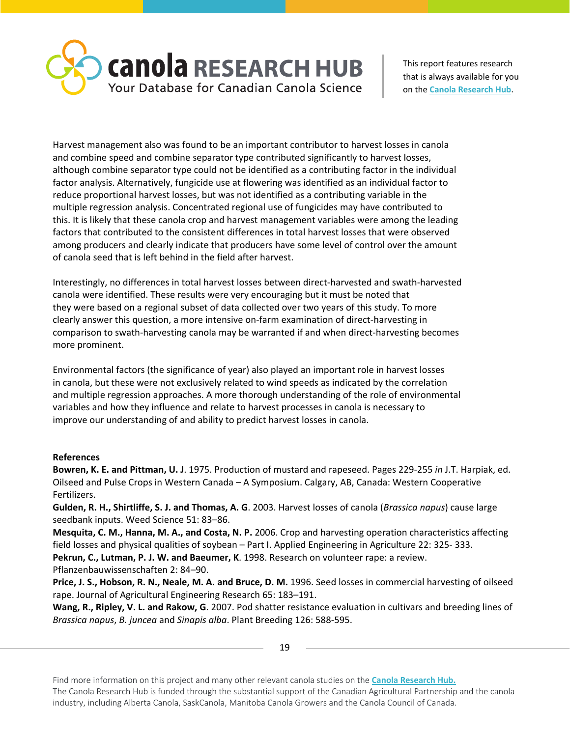Harvest management also was found to be an important contributor to harvest losses in canola and combine speed and combine separator type contributed significantly to harvest losses, although combine separator type could not be identified as a contributing factor in the individual factor analysis. Alternatively, fungicide use at flowering was identified as an individual factor to reduce proportional harvest losses, but was not identified as a contributing variable in the multiple regression analysis. Concentrated regional use of fungicides may have contributed to this. It is likely that these canola crop and harvest management variables were among the leading factors that contributed to the consistent differences in total harvest losses that were observed among producers and clearly indicate that producers have some level of control over the amount of canola seed that is left behind in the field after harvest.

Interestingly, no differences in total harvest losses between direct-harvested and swath-harvested canola were identified. These results were very encouraging but it must be noted that they were based on a regional subset of data collected over two years of this study. To more clearly answer this question, a more intensive on-farm examination of direct-harvesting in comparison to swath-harvesting canola may be warranted if and when direct-harvesting becomes more prominent.

Environmental factors (the significance of year) also played an important role in harvest losses in canola, but these were not exclusively related to wind speeds as indicated by the correlation and multiple regression approaches. A more thorough understanding of the role of environmental variables and how they influence and relate to harvest processes in canola is necessary to improve our understanding of and ability to predict harvest losses in canola.

**References**

**Bowren, K. E. and Pittman, U. J**. 1975. Production of mustard and rapeseed. Pages 229-255 *in* J.T. Harpiak, ed. Oilseed and Pulse Crops in Western Canada – A Symposium. Calgary, AB, Canada: Western Cooperative Fertilizers.

**Gulden, R. H., Shirtliffe, S. J. and Thomas, A. G**. 2003. Harvest losses of canola (*Brassica napus*) cause large seedbank inputs. Weed Science 51: 83–86.

**Mesquita, C. M., Hanna, M. A., and Costa, N. P.** 2006. Crop and harvesting operation characteristics affecting field losses and physical qualities of soybean – Part I. Applied Engineering in Agriculture 22: 325- 333.

**Pekrun, C., Lutman, P. J. W. and Baeumer, K**. 1998. Research on volunteer rape: a review. Pflanzenbauwissenschaften 2: 84–90.

**Price, J. S., Hobson, R. N., Neale, M. A. and Bruce, D. M.** 1996. Seed losses in commercial harvesting of oilseed rape. Journal of Agricultural Engineering Research 65: 183–191.

**Wang, R., Ripley, V. L. and Rakow, G**. 2007. Pod shatter resistance evaluation in cultivars and breeding lines of *Brassica napus*, *B. juncea* and *Sinapis alba*. Plant Breeding 126: 588-595.